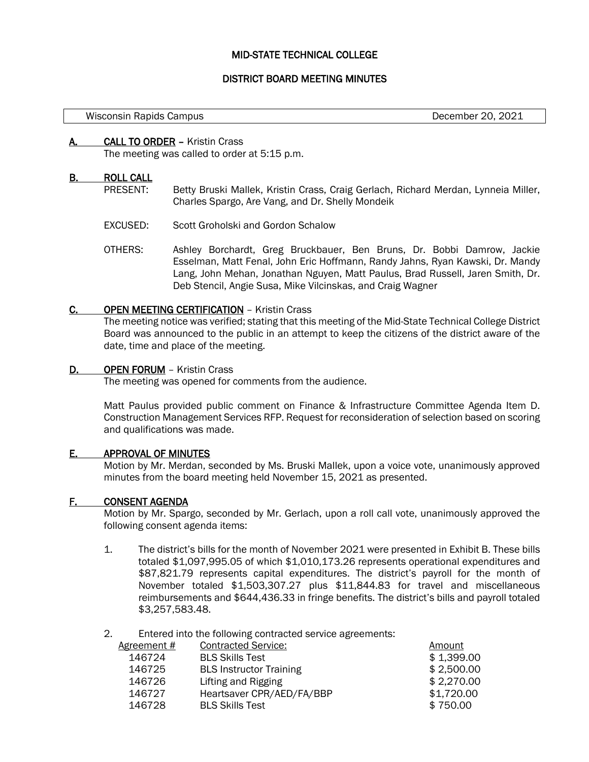# MID-STATE TECHNICAL COLLEGE

## DISTRICT BOARD MEETING MINUTES

| Wisconsin Rapids Campus | December 20, 2021 |
|---|---|

**A. CALL TO ORDER** – Kristin Crass

The meeting was called to order at 5:15 p.m.

**B. ROLL CALL**

PRESENT: Betty Bruski Mallek, Kristin Crass, Craig Gerlach, Richard Merdan, Lynneia Miller, Charles Spargo, Are Vang, and Dr. Shelly Mondeik

EXCUSED: Scott Groholski and Gordon Schalow

OTHERS: Ashley Borchardt, Greg Bruckbauer, Ben Bruns, Dr. Bobbi Damrow, Jackie Esselman, Matt Fenal, John Eric Hoffmann, Randy Jahns, Ryan Kawski, Dr. Mandy Lang, John Mehan, Jonathan Nguyen, Matt Paulus, Brad Russell, Jaren Smith, Dr. Deb Stencil, Angie Susa, Mike Vilcinskas, and Craig Wagner

**C. OPEN MEETING CERTIFICATION** – Kristin Crass

The meeting notice was verified; stating that this meeting of the Mid-State Technical College District Board was announced to the public in an attempt to keep the citizens of the district aware of the date, time and place of the meeting.

**D. OPEN FORUM** – Kristin Crass

The meeting was opened for comments from the audience.

Matt Paulus provided public comment on Finance & Infrastructure Committee Agenda Item D. Construction Management Services RFP. Request for reconsideration of selection based on scoring and qualifications was made.

**E. APPROVAL OF MINUTES**

Motion by Mr. Merdan, seconded by Ms. Bruski Mallek, upon a voice vote, unanimously approved minutes from the board meeting held November 15, 2021 as presented.

**F. CONSENT AGENDA**

Motion by Mr. Spargo, seconded by Mr. Gerlach, upon a roll call vote, unanimously approved the following consent agenda items:

1. The district's bills for the month of November 2021 were presented in Exhibit B. These bills totaled $1,097,995.05 of which $1,010,173.26 represents operational expenditures and $87,821.79 represents capital expenditures. The district's payroll for the month of November totaled $1,503,307.27 plus $11,844.83 for travel and miscellaneous reimbursements and $644,436.33 in fringe benefits. The district's bills and payroll totaled $3,257,583.48.

2. Entered into the following contracted service agreements:

| Agreement # | Contracted Service: | Amount |
|---|---|---|
| 146724 | BLS Skills Test | $ 1,399.00 |
| 146725 | BLS Instructor Training | $ 2,500.00 |
| 146726 | Lifting and Rigging | $ 2,270.00 |
| 146727 | Heartsaver CPR/AED/FA/BBP | $1,720.00 |
| 146728 | BLS Skills Test | $ 750.00 |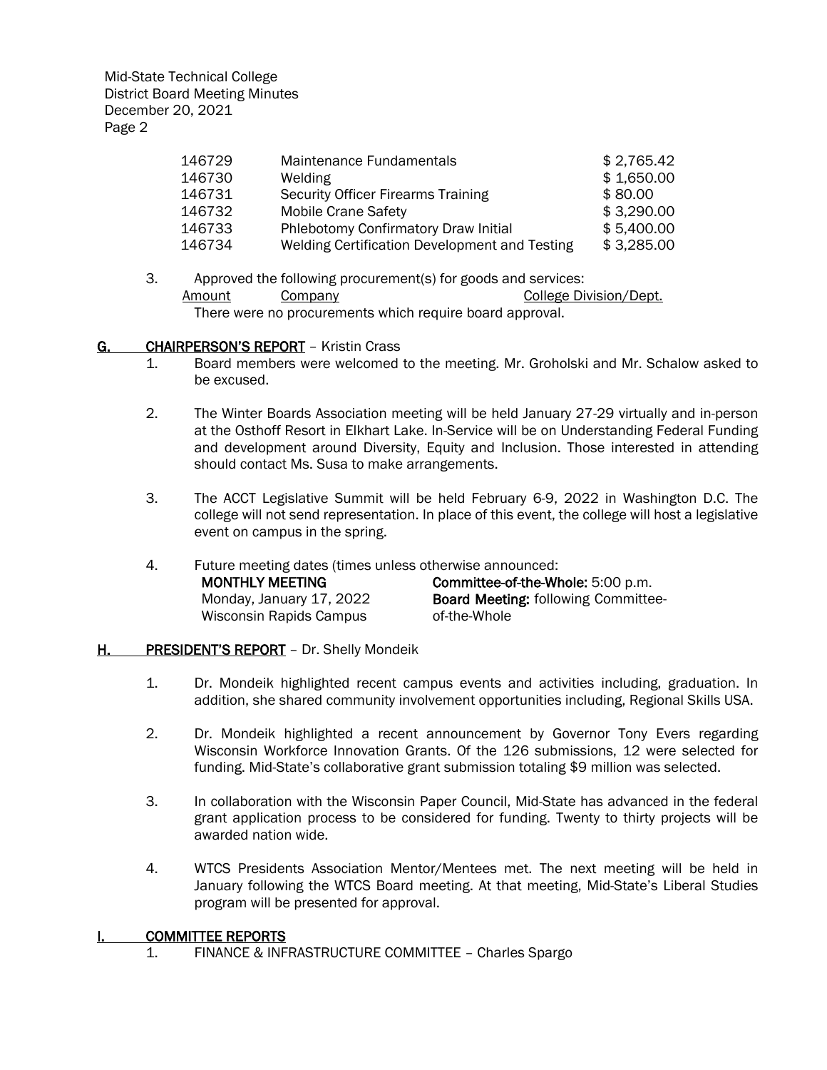| | | |
|---|---|---|
| 146729 | Maintenance Fundamentals | $ 2,765.42 |
| 146730 | Welding | $ 1,650.00 |
| 146731 | Security Officer Firearms Training | $ 80.00 |
| 146732 | Mobile Crane Safety | $ 3,290.00 |
| 146733 | Phlebotomy Confirmatory Draw Initial | $ 5,400.00 |
| 146734 | Welding Certification Development and Testing | $ 3,285.00 |

3. Approved the following procurement(s) for goods and services:

   | Amount | Company | College Division/Dept. |
   |---|---|---|

   There were no procurements which require board approval.

## G. CHAIRPERSON'S REPORT – Kristin Crass

1. Board members were welcomed to the meeting. Mr. Groholski and Mr. Schalow asked to be excused.

2. The Winter Boards Association meeting will be held January 27-29 virtually and in-person at the Osthoff Resort in Elkhart Lake. In-Service will be on Understanding Federal Funding and development around Diversity, Equity and Inclusion. Those interested in attending should contact Ms. Susa to make arrangements.

3. The ACCT Legislative Summit will be held February 6-9, 2022 in Washington D.C. The college will not send representation. In place of this event, the college will host a legislative event on campus in the spring.

4. Future meeting dates (times unless otherwise announced:

   **MONTHLY MEETING**
   Monday, January 17, 2022
   Wisconsin Rapids Campus

   **Committee-of-the-Whole:** 5:00 p.m.
   **Board Meeting:** following Committee-of-the-Whole

## H. PRESIDENT'S REPORT – Dr. Shelly Mondeik

1. Dr. Mondeik highlighted recent campus events and activities including, graduation. In addition, she shared community involvement opportunities including, Regional Skills USA.

2. Dr. Mondeik highlighted a recent announcement by Governor Tony Evers regarding Wisconsin Workforce Innovation Grants. Of the 126 submissions, 12 were selected for funding. Mid-State's collaborative grant submission totaling $9 million was selected.

3. In collaboration with the Wisconsin Paper Council, Mid-State has advanced in the federal grant application process to be considered for funding. Twenty to thirty projects will be awarded nation wide.

4. WTCS Presidents Association Mentor/Mentees met. The next meeting will be held in January following the WTCS Board meeting. At that meeting, Mid-State's Liberal Studies program will be presented for approval.

## I. COMMITTEE REPORTS

1. FINANCE & INFRASTRUCTURE COMMITTEE – Charles Spargo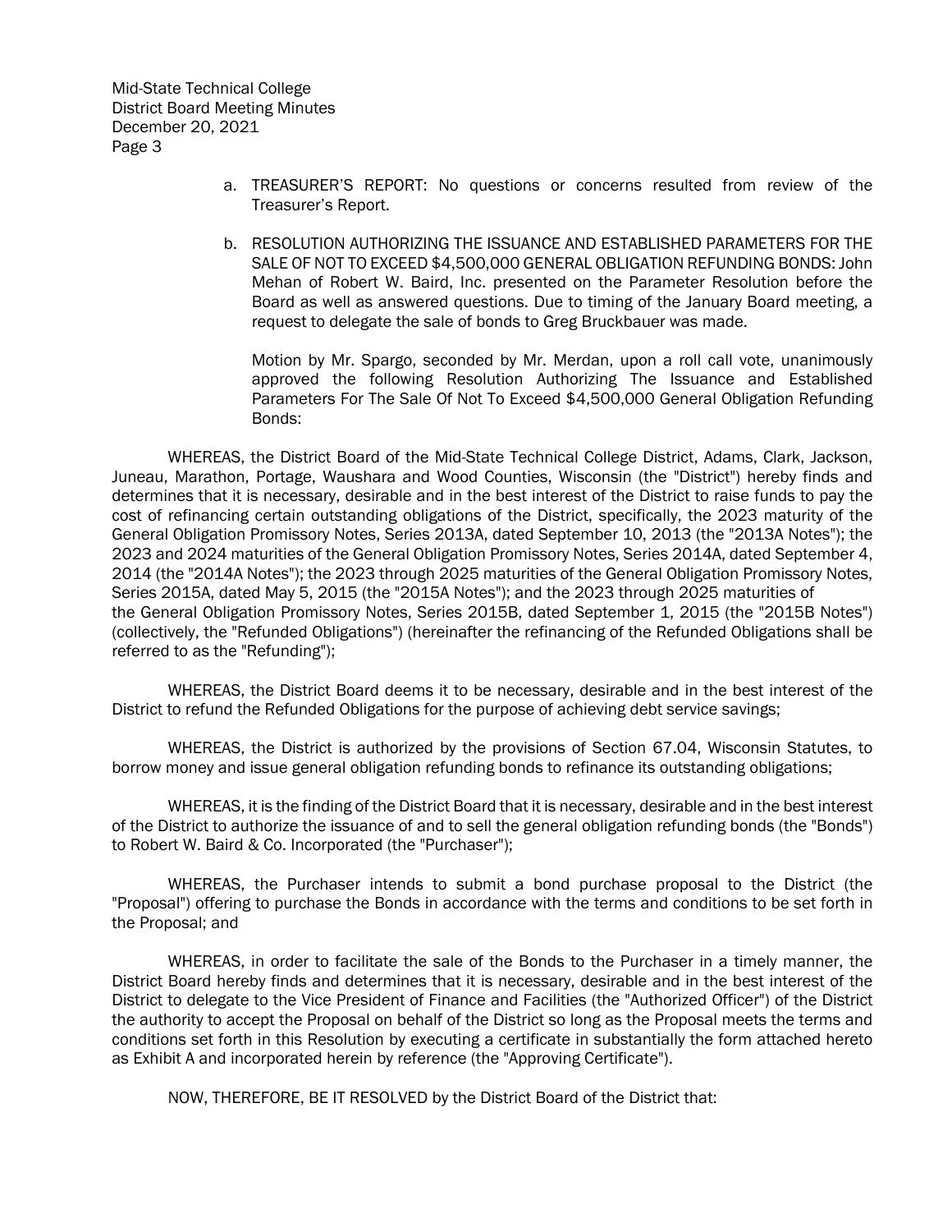a. TREASURER'S REPORT: No questions or concerns resulted from review of the Treasurer's Report.

b. RESOLUTION AUTHORIZING THE ISSUANCE AND ESTABLISHED PARAMETERS FOR THE SALE OF NOT TO EXCEED $4,500,000 GENERAL OBLIGATION REFUNDING BONDS: John Mehan of Robert W. Baird, Inc. presented on the Parameter Resolution before the Board as well as answered questions. Due to timing of the January Board meeting, a request to delegate the sale of bonds to Greg Bruckbauer was made.

   Motion by Mr. Spargo, seconded by Mr. Merdan, upon a roll call vote, unanimously approved the following Resolution Authorizing The Issuance and Established Parameters For The Sale Of Not To Exceed $4,500,000 General Obligation Refunding Bonds:

WHEREAS, the District Board of the Mid-State Technical College District, Adams, Clark, Jackson, Juneau, Marathon, Portage, Waushara and Wood Counties, Wisconsin (the "District") hereby finds and determines that it is necessary, desirable and in the best interest of the District to raise funds to pay the cost of refinancing certain outstanding obligations of the District, specifically, the 2023 maturity of the General Obligation Promissory Notes, Series 2013A, dated September 10, 2013 (the "2013A Notes"); the 2023 and 2024 maturities of the General Obligation Promissory Notes, Series 2014A, dated September 4, 2014 (the "2014A Notes"); the 2023 through 2025 maturities of the General Obligation Promissory Notes, Series 2015A, dated May 5, 2015 (the "2015A Notes"); and the 2023 through 2025 maturities of the General Obligation Promissory Notes, Series 2015B, dated September 1, 2015 (the "2015B Notes") (collectively, the "Refunded Obligations") (hereinafter the refinancing of the Refunded Obligations shall be referred to as the "Refunding");

WHEREAS, the District Board deems it to be necessary, desirable and in the best interest of the District to refund the Refunded Obligations for the purpose of achieving debt service savings;

WHEREAS, the District is authorized by the provisions of Section 67.04, Wisconsin Statutes, to borrow money and issue general obligation refunding bonds to refinance its outstanding obligations;

WHEREAS, it is the finding of the District Board that it is necessary, desirable and in the best interest of the District to authorize the issuance of and to sell the general obligation refunding bonds (the "Bonds") to Robert W. Baird & Co. Incorporated (the "Purchaser");

WHEREAS, the Purchaser intends to submit a bond purchase proposal to the District (the "Proposal") offering to purchase the Bonds in accordance with the terms and conditions to be set forth in the Proposal; and

WHEREAS, in order to facilitate the sale of the Bonds to the Purchaser in a timely manner, the District Board hereby finds and determines that it is necessary, desirable and in the best interest of the District to delegate to the Vice President of Finance and Facilities (the "Authorized Officer") of the District the authority to accept the Proposal on behalf of the District so long as the Proposal meets the terms and conditions set forth in this Resolution by executing a certificate in substantially the form attached hereto as Exhibit A and incorporated herein by reference (the "Approving Certificate").

NOW, THEREFORE, BE IT RESOLVED by the District Board of the District that: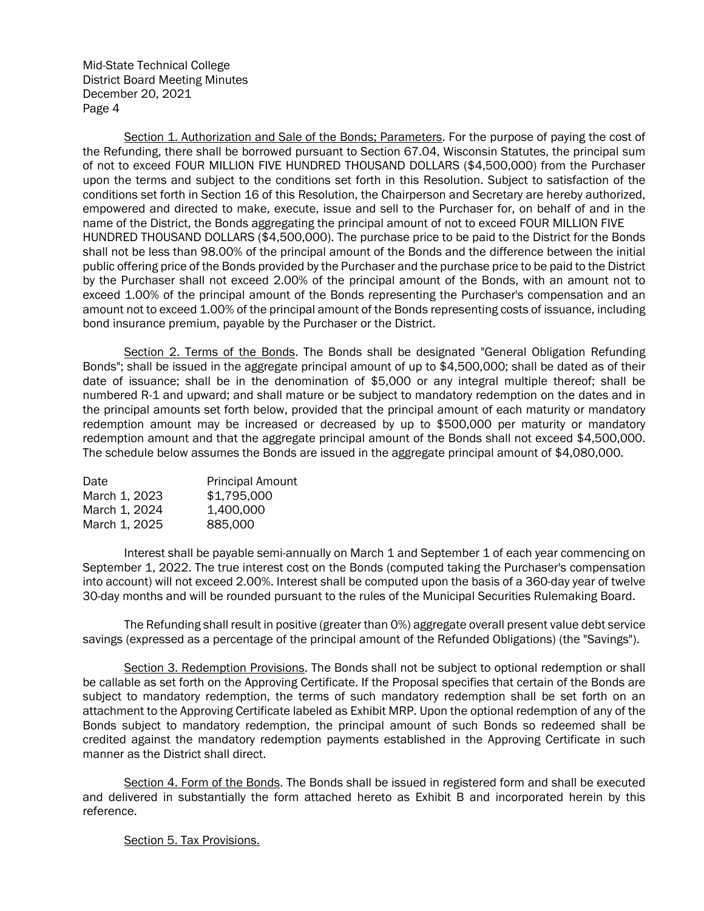Section 1. Authorization and Sale of the Bonds; Parameters. For the purpose of paying the cost of the Refunding, there shall be borrowed pursuant to Section 67.04, Wisconsin Statutes, the principal sum of not to exceed FOUR MILLION FIVE HUNDRED THOUSAND DOLLARS ($4,500,000) from the Purchaser upon the terms and subject to the conditions set forth in this Resolution. Subject to satisfaction of the conditions set forth in Section 16 of this Resolution, the Chairperson and Secretary are hereby authorized, empowered and directed to make, execute, issue and sell to the Purchaser for, on behalf of and in the name of the District, the Bonds aggregating the principal amount of not to exceed FOUR MILLION FIVE HUNDRED THOUSAND DOLLARS ($4,500,000). The purchase price to be paid to the District for the Bonds shall not be less than 98.00% of the principal amount of the Bonds and the difference between the initial public offering price of the Bonds provided by the Purchaser and the purchase price to be paid to the District by the Purchaser shall not exceed 2.00% of the principal amount of the Bonds, with an amount not to exceed 1.00% of the principal amount of the Bonds representing the Purchaser's compensation and an amount not to exceed 1.00% of the principal amount of the Bonds representing costs of issuance, including bond insurance premium, payable by the Purchaser or the District.

Section 2. Terms of the Bonds. The Bonds shall be designated "General Obligation Refunding Bonds"; shall be issued in the aggregate principal amount of up to $4,500,000; shall be dated as of their date of issuance; shall be in the denomination of $5,000 or any integral multiple thereof; shall be numbered R-1 and upward; and shall mature or be subject to mandatory redemption on the dates and in the principal amounts set forth below, provided that the principal amount of each maturity or mandatory redemption amount may be increased or decreased by up to $500,000 per maturity or mandatory redemption amount and that the aggregate principal amount of the Bonds shall not exceed $4,500,000. The schedule below assumes the Bonds are issued in the aggregate principal amount of $4,080,000.

| Date | Principal Amount |
|---|---|
| March 1, 2023 | $1,795,000 |
| March 1, 2024 | 1,400,000 |
| March 1, 2025 | 885,000 |

Interest shall be payable semi-annually on March 1 and September 1 of each year commencing on September 1, 2022. The true interest cost on the Bonds (computed taking the Purchaser's compensation into account) will not exceed 2.00%. Interest shall be computed upon the basis of a 360-day year of twelve 30-day months and will be rounded pursuant to the rules of the Municipal Securities Rulemaking Board.

The Refunding shall result in positive (greater than 0%) aggregate overall present value debt service savings (expressed as a percentage of the principal amount of the Refunded Obligations) (the "Savings").

Section 3. Redemption Provisions. The Bonds shall not be subject to optional redemption or shall be callable as set forth on the Approving Certificate. If the Proposal specifies that certain of the Bonds are subject to mandatory redemption, the terms of such mandatory redemption shall be set forth on an attachment to the Approving Certificate labeled as Exhibit MRP. Upon the optional redemption of any of the Bonds subject to mandatory redemption, the principal amount of such Bonds so redeemed shall be credited against the mandatory redemption payments established in the Approving Certificate in such manner as the District shall direct.

Section 4. Form of the Bonds. The Bonds shall be issued in registered form and shall be executed and delivered in substantially the form attached hereto as Exhibit B and incorporated herein by this reference.

Section 5. Tax Provisions.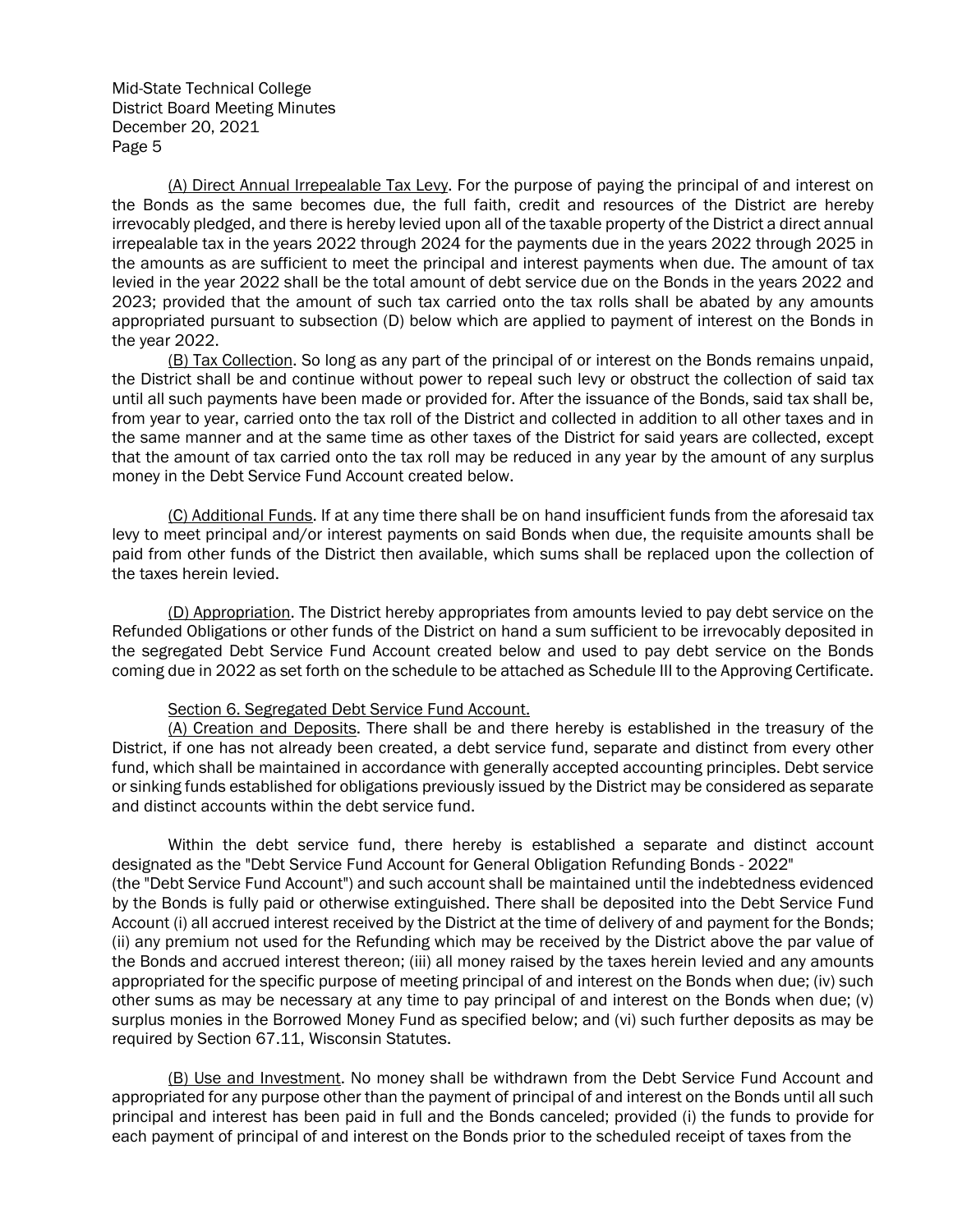(A) Direct Annual Irrepealable Tax Levy. For the purpose of paying the principal of and interest on the Bonds as the same becomes due, the full faith, credit and resources of the District are hereby irrevocably pledged, and there is hereby levied upon all of the taxable property of the District a direct annual irrepealable tax in the years 2022 through 2024 for the payments due in the years 2022 through 2025 in the amounts as are sufficient to meet the principal and interest payments when due. The amount of tax levied in the year 2022 shall be the total amount of debt service due on the Bonds in the years 2022 and 2023; provided that the amount of such tax carried onto the tax rolls shall be abated by any amounts appropriated pursuant to subsection (D) below which are applied to payment of interest on the Bonds in the year 2022.

(B) Tax Collection. So long as any part of the principal of or interest on the Bonds remains unpaid, the District shall be and continue without power to repeal such levy or obstruct the collection of said tax until all such payments have been made or provided for. After the issuance of the Bonds, said tax shall be, from year to year, carried onto the tax roll of the District and collected in addition to all other taxes and in the same manner and at the same time as other taxes of the District for said years are collected, except that the amount of tax carried onto the tax roll may be reduced in any year by the amount of any surplus money in the Debt Service Fund Account created below.

(C) Additional Funds. If at any time there shall be on hand insufficient funds from the aforesaid tax levy to meet principal and/or interest payments on said Bonds when due, the requisite amounts shall be paid from other funds of the District then available, which sums shall be replaced upon the collection of the taxes herein levied.

(D) Appropriation. The District hereby appropriates from amounts levied to pay debt service on the Refunded Obligations or other funds of the District on hand a sum sufficient to be irrevocably deposited in the segregated Debt Service Fund Account created below and used to pay debt service on the Bonds coming due in 2022 as set forth on the schedule to be attached as Schedule III to the Approving Certificate.

Section 6. Segregated Debt Service Fund Account.

(A) Creation and Deposits. There shall be and there hereby is established in the treasury of the District, if one has not already been created, a debt service fund, separate and distinct from every other fund, which shall be maintained in accordance with generally accepted accounting principles. Debt service or sinking funds established for obligations previously issued by the District may be considered as separate and distinct accounts within the debt service fund.

Within the debt service fund, there hereby is established a separate and distinct account designated as the "Debt Service Fund Account for General Obligation Refunding Bonds - 2022" (the "Debt Service Fund Account") and such account shall be maintained until the indebtedness evidenced by the Bonds is fully paid or otherwise extinguished. There shall be deposited into the Debt Service Fund Account (i) all accrued interest received by the District at the time of delivery of and payment for the Bonds; (ii) any premium not used for the Refunding which may be received by the District above the par value of the Bonds and accrued interest thereon; (iii) all money raised by the taxes herein levied and any amounts appropriated for the specific purpose of meeting principal of and interest on the Bonds when due; (iv) such other sums as may be necessary at any time to pay principal of and interest on the Bonds when due; (v) surplus monies in the Borrowed Money Fund as specified below; and (vi) such further deposits as may be required by Section 67.11, Wisconsin Statutes.

(B) Use and Investment. No money shall be withdrawn from the Debt Service Fund Account and appropriated for any purpose other than the payment of principal of and interest on the Bonds until all such principal and interest has been paid in full and the Bonds canceled; provided (i) the funds to provide for each payment of principal of and interest on the Bonds prior to the scheduled receipt of taxes from the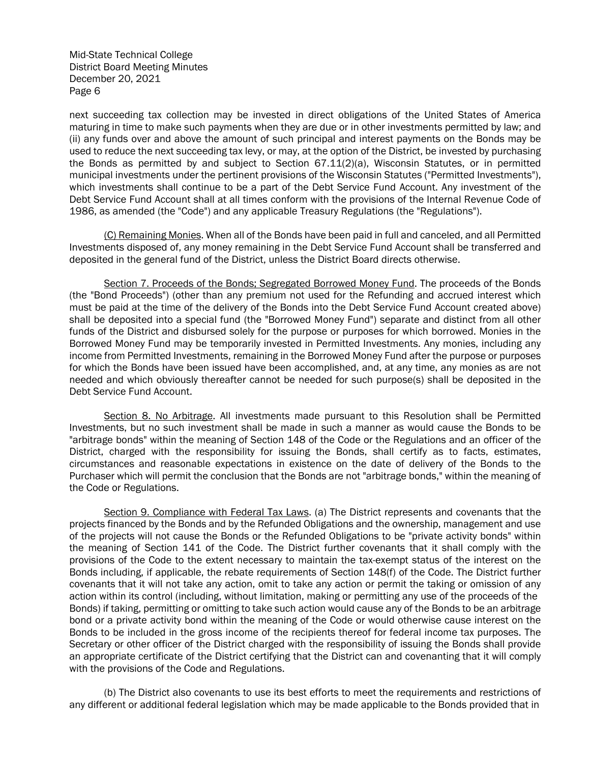next succeeding tax collection may be invested in direct obligations of the United States of America maturing in time to make such payments when they are due or in other investments permitted by law; and (ii) any funds over and above the amount of such principal and interest payments on the Bonds may be used to reduce the next succeeding tax levy, or may, at the option of the District, be invested by purchasing the Bonds as permitted by and subject to Section 67.11(2)(a), Wisconsin Statutes, or in permitted municipal investments under the pertinent provisions of the Wisconsin Statutes ("Permitted Investments"), which investments shall continue to be a part of the Debt Service Fund Account. Any investment of the Debt Service Fund Account shall at all times conform with the provisions of the Internal Revenue Code of 1986, as amended (the "Code") and any applicable Treasury Regulations (the "Regulations").

(C) Remaining Monies. When all of the Bonds have been paid in full and canceled, and all Permitted Investments disposed of, any money remaining in the Debt Service Fund Account shall be transferred and deposited in the general fund of the District, unless the District Board directs otherwise.

Section 7. Proceeds of the Bonds; Segregated Borrowed Money Fund. The proceeds of the Bonds (the "Bond Proceeds") (other than any premium not used for the Refunding and accrued interest which must be paid at the time of the delivery of the Bonds into the Debt Service Fund Account created above) shall be deposited into a special fund (the "Borrowed Money Fund") separate and distinct from all other funds of the District and disbursed solely for the purpose or purposes for which borrowed. Monies in the Borrowed Money Fund may be temporarily invested in Permitted Investments. Any monies, including any income from Permitted Investments, remaining in the Borrowed Money Fund after the purpose or purposes for which the Bonds have been issued have been accomplished, and, at any time, any monies as are not needed and which obviously thereafter cannot be needed for such purpose(s) shall be deposited in the Debt Service Fund Account.

Section 8. No Arbitrage. All investments made pursuant to this Resolution shall be Permitted Investments, but no such investment shall be made in such a manner as would cause the Bonds to be "arbitrage bonds" within the meaning of Section 148 of the Code or the Regulations and an officer of the District, charged with the responsibility for issuing the Bonds, shall certify as to facts, estimates, circumstances and reasonable expectations in existence on the date of delivery of the Bonds to the Purchaser which will permit the conclusion that the Bonds are not "arbitrage bonds," within the meaning of the Code or Regulations.

Section 9. Compliance with Federal Tax Laws. (a) The District represents and covenants that the projects financed by the Bonds and by the Refunded Obligations and the ownership, management and use of the projects will not cause the Bonds or the Refunded Obligations to be "private activity bonds" within the meaning of Section 141 of the Code. The District further covenants that it shall comply with the provisions of the Code to the extent necessary to maintain the tax-exempt status of the interest on the Bonds including, if applicable, the rebate requirements of Section 148(f) of the Code. The District further covenants that it will not take any action, omit to take any action or permit the taking or omission of any action within its control (including, without limitation, making or permitting any use of the proceeds of the Bonds) if taking, permitting or omitting to take such action would cause any of the Bonds to be an arbitrage bond or a private activity bond within the meaning of the Code or would otherwise cause interest on the Bonds to be included in the gross income of the recipients thereof for federal income tax purposes. The Secretary or other officer of the District charged with the responsibility of issuing the Bonds shall provide an appropriate certificate of the District certifying that the District can and covenanting that it will comply with the provisions of the Code and Regulations.

(b) The District also covenants to use its best efforts to meet the requirements and restrictions of any different or additional federal legislation which may be made applicable to the Bonds provided that in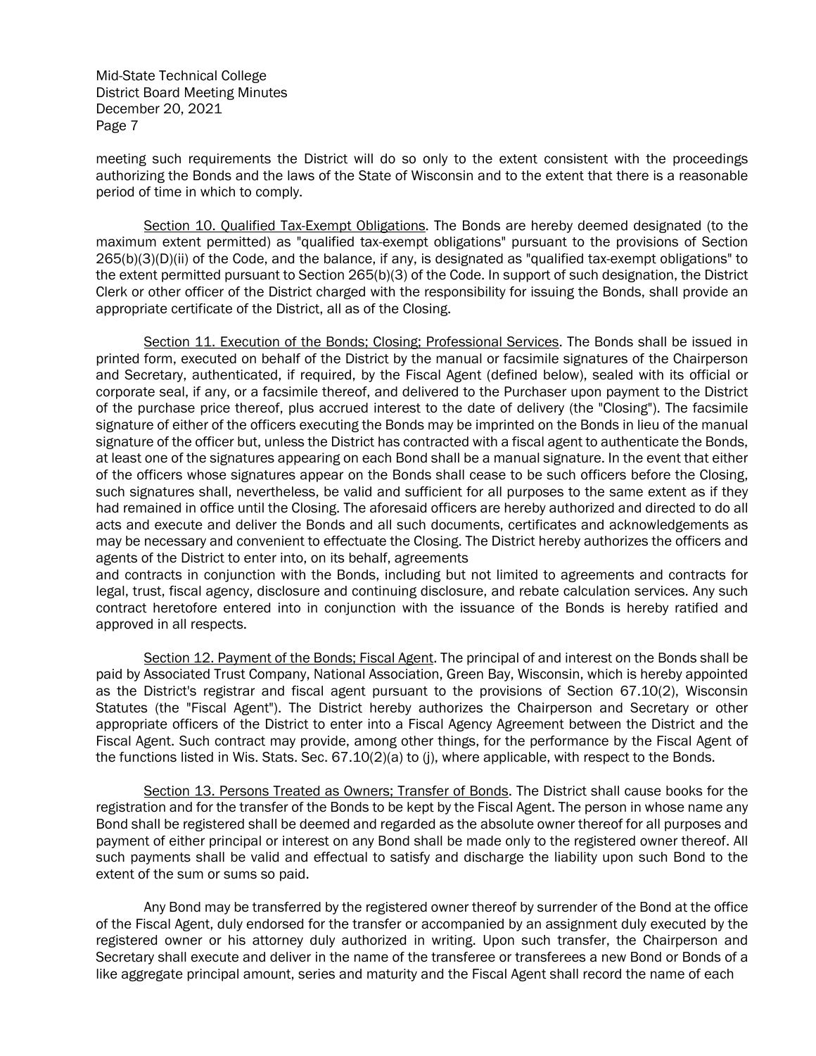meeting such requirements the District will do so only to the extent consistent with the proceedings authorizing the Bonds and the laws of the State of Wisconsin and to the extent that there is a reasonable period of time in which to comply.

<u>Section 10. Qualified Tax-Exempt Obligations</u>. The Bonds are hereby deemed designated (to the maximum extent permitted) as "qualified tax-exempt obligations" pursuant to the provisions of Section 265(b)(3)(D)(ii) of the Code, and the balance, if any, is designated as "qualified tax-exempt obligations" to the extent permitted pursuant to Section 265(b)(3) of the Code. In support of such designation, the District Clerk or other officer of the District charged with the responsibility for issuing the Bonds, shall provide an appropriate certificate of the District, all as of the Closing.

<u>Section 11. Execution of the Bonds; Closing; Professional Services</u>. The Bonds shall be issued in printed form, executed on behalf of the District by the manual or facsimile signatures of the Chairperson and Secretary, authenticated, if required, by the Fiscal Agent (defined below), sealed with its official or corporate seal, if any, or a facsimile thereof, and delivered to the Purchaser upon payment to the District of the purchase price thereof, plus accrued interest to the date of delivery (the "Closing"). The facsimile signature of either of the officers executing the Bonds may be imprinted on the Bonds in lieu of the manual signature of the officer but, unless the District has contracted with a fiscal agent to authenticate the Bonds, at least one of the signatures appearing on each Bond shall be a manual signature. In the event that either of the officers whose signatures appear on the Bonds shall cease to be such officers before the Closing, such signatures shall, nevertheless, be valid and sufficient for all purposes to the same extent as if they had remained in office until the Closing. The aforesaid officers are hereby authorized and directed to do all acts and execute and deliver the Bonds and all such documents, certificates and acknowledgements as may be necessary and convenient to effectuate the Closing. The District hereby authorizes the officers and agents of the District to enter into, on its behalf, agreements
and contracts in conjunction with the Bonds, including but not limited to agreements and contracts for legal, trust, fiscal agency, disclosure and continuing disclosure, and rebate calculation services. Any such contract heretofore entered into in conjunction with the issuance of the Bonds is hereby ratified and approved in all respects.

<u>Section 12. Payment of the Bonds; Fiscal Agent</u>. The principal of and interest on the Bonds shall be paid by Associated Trust Company, National Association, Green Bay, Wisconsin, which is hereby appointed as the District's registrar and fiscal agent pursuant to the provisions of Section 67.10(2), Wisconsin Statutes (the "Fiscal Agent"). The District hereby authorizes the Chairperson and Secretary or other appropriate officers of the District to enter into a Fiscal Agency Agreement between the District and the Fiscal Agent. Such contract may provide, among other things, for the performance by the Fiscal Agent of the functions listed in Wis. Stats. Sec. 67.10(2)(a) to (j), where applicable, with respect to the Bonds.

<u>Section 13. Persons Treated as Owners; Transfer of Bonds</u>. The District shall cause books for the registration and for the transfer of the Bonds to be kept by the Fiscal Agent. The person in whose name any Bond shall be registered shall be deemed and regarded as the absolute owner thereof for all purposes and payment of either principal or interest on any Bond shall be made only to the registered owner thereof. All such payments shall be valid and effectual to satisfy and discharge the liability upon such Bond to the extent of the sum or sums so paid.

Any Bond may be transferred by the registered owner thereof by surrender of the Bond at the office of the Fiscal Agent, duly endorsed for the transfer or accompanied by an assignment duly executed by the registered owner or his attorney duly authorized in writing. Upon such transfer, the Chairperson and Secretary shall execute and deliver in the name of the transferee or transferees a new Bond or Bonds of a like aggregate principal amount, series and maturity and the Fiscal Agent shall record the name of each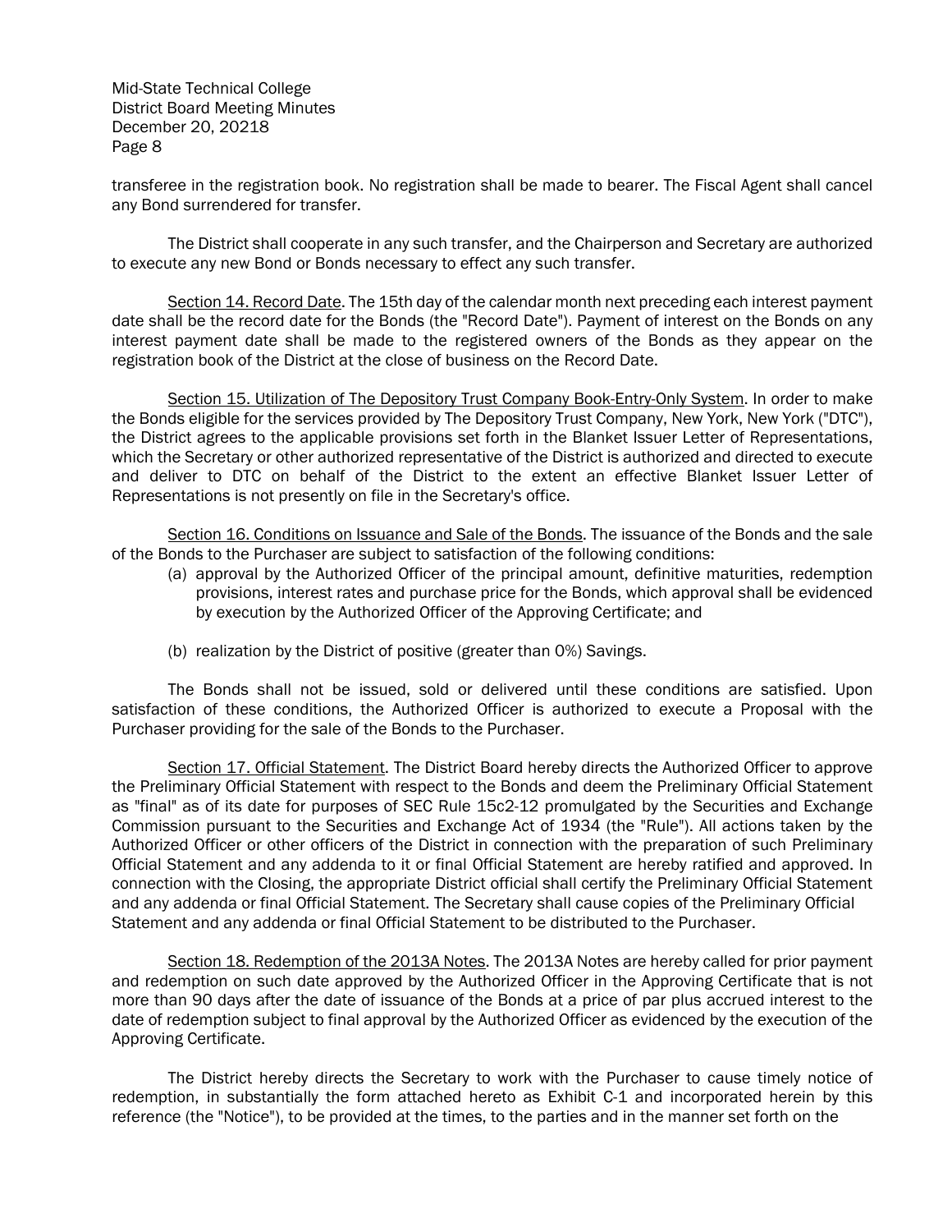transferee in the registration book. No registration shall be made to bearer. The Fiscal Agent shall cancel any Bond surrendered for transfer.

The District shall cooperate in any such transfer, and the Chairperson and Secretary are authorized to execute any new Bond or Bonds necessary to effect any such transfer.

Section 14. Record Date. The 15th day of the calendar month next preceding each interest payment date shall be the record date for the Bonds (the "Record Date"). Payment of interest on the Bonds on any interest payment date shall be made to the registered owners of the Bonds as they appear on the registration book of the District at the close of business on the Record Date.

Section 15. Utilization of The Depository Trust Company Book-Entry-Only System. In order to make the Bonds eligible for the services provided by The Depository Trust Company, New York, New York ("DTC"), the District agrees to the applicable provisions set forth in the Blanket Issuer Letter of Representations, which the Secretary or other authorized representative of the District is authorized and directed to execute and deliver to DTC on behalf of the District to the extent an effective Blanket Issuer Letter of Representations is not presently on file in the Secretary's office.

Section 16. Conditions on Issuance and Sale of the Bonds. The issuance of the Bonds and the sale of the Bonds to the Purchaser are subject to satisfaction of the following conditions:

(a) approval by the Authorized Officer of the principal amount, definitive maturities, redemption provisions, interest rates and purchase price for the Bonds, which approval shall be evidenced by execution by the Authorized Officer of the Approving Certificate; and

(b) realization by the District of positive (greater than 0%) Savings.

The Bonds shall not be issued, sold or delivered until these conditions are satisfied. Upon satisfaction of these conditions, the Authorized Officer is authorized to execute a Proposal with the Purchaser providing for the sale of the Bonds to the Purchaser.

Section 17. Official Statement. The District Board hereby directs the Authorized Officer to approve the Preliminary Official Statement with respect to the Bonds and deem the Preliminary Official Statement as "final" as of its date for purposes of SEC Rule 15c2-12 promulgated by the Securities and Exchange Commission pursuant to the Securities and Exchange Act of 1934 (the "Rule"). All actions taken by the Authorized Officer or other officers of the District in connection with the preparation of such Preliminary Official Statement and any addenda to it or final Official Statement are hereby ratified and approved. In connection with the Closing, the appropriate District official shall certify the Preliminary Official Statement and any addenda or final Official Statement. The Secretary shall cause copies of the Preliminary Official Statement and any addenda or final Official Statement to be distributed to the Purchaser.

Section 18. Redemption of the 2013A Notes. The 2013A Notes are hereby called for prior payment and redemption on such date approved by the Authorized Officer in the Approving Certificate that is not more than 90 days after the date of issuance of the Bonds at a price of par plus accrued interest to the date of redemption subject to final approval by the Authorized Officer as evidenced by the execution of the Approving Certificate.

The District hereby directs the Secretary to work with the Purchaser to cause timely notice of redemption, in substantially the form attached hereto as Exhibit C-1 and incorporated herein by this reference (the "Notice"), to be provided at the times, to the parties and in the manner set forth on the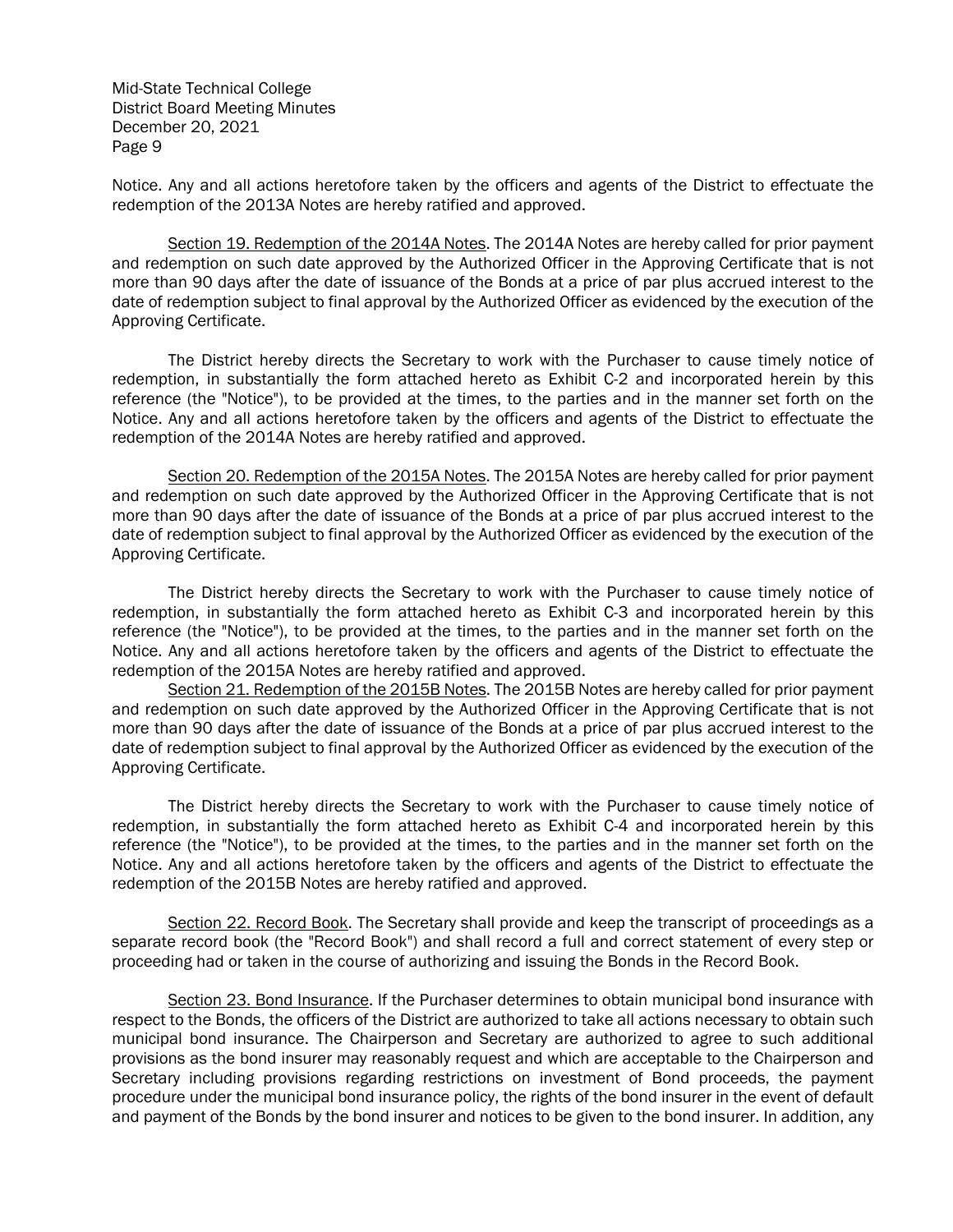Notice. Any and all actions heretofore taken by the officers and agents of the District to effectuate the redemption of the 2013A Notes are hereby ratified and approved.

Section 19. Redemption of the 2014A Notes. The 2014A Notes are hereby called for prior payment and redemption on such date approved by the Authorized Officer in the Approving Certificate that is not more than 90 days after the date of issuance of the Bonds at a price of par plus accrued interest to the date of redemption subject to final approval by the Authorized Officer as evidenced by the execution of the Approving Certificate.

The District hereby directs the Secretary to work with the Purchaser to cause timely notice of redemption, in substantially the form attached hereto as Exhibit C-2 and incorporated herein by this reference (the "Notice"), to be provided at the times, to the parties and in the manner set forth on the Notice. Any and all actions heretofore taken by the officers and agents of the District to effectuate the redemption of the 2014A Notes are hereby ratified and approved.

Section 20. Redemption of the 2015A Notes. The 2015A Notes are hereby called for prior payment and redemption on such date approved by the Authorized Officer in the Approving Certificate that is not more than 90 days after the date of issuance of the Bonds at a price of par plus accrued interest to the date of redemption subject to final approval by the Authorized Officer as evidenced by the execution of the Approving Certificate.

The District hereby directs the Secretary to work with the Purchaser to cause timely notice of redemption, in substantially the form attached hereto as Exhibit C-3 and incorporated herein by this reference (the "Notice"), to be provided at the times, to the parties and in the manner set forth on the Notice. Any and all actions heretofore taken by the officers and agents of the District to effectuate the redemption of the 2015A Notes are hereby ratified and approved.

Section 21. Redemption of the 2015B Notes. The 2015B Notes are hereby called for prior payment and redemption on such date approved by the Authorized Officer in the Approving Certificate that is not more than 90 days after the date of issuance of the Bonds at a price of par plus accrued interest to the date of redemption subject to final approval by the Authorized Officer as evidenced by the execution of the Approving Certificate.

The District hereby directs the Secretary to work with the Purchaser to cause timely notice of redemption, in substantially the form attached hereto as Exhibit C-4 and incorporated herein by this reference (the "Notice"), to be provided at the times, to the parties and in the manner set forth on the Notice. Any and all actions heretofore taken by the officers and agents of the District to effectuate the redemption of the 2015B Notes are hereby ratified and approved.

Section 22. Record Book. The Secretary shall provide and keep the transcript of proceedings as a separate record book (the "Record Book") and shall record a full and correct statement of every step or proceeding had or taken in the course of authorizing and issuing the Bonds in the Record Book.

Section 23. Bond Insurance. If the Purchaser determines to obtain municipal bond insurance with respect to the Bonds, the officers of the District are authorized to take all actions necessary to obtain such municipal bond insurance. The Chairperson and Secretary are authorized to agree to such additional provisions as the bond insurer may reasonably request and which are acceptable to the Chairperson and Secretary including provisions regarding restrictions on investment of Bond proceeds, the payment procedure under the municipal bond insurance policy, the rights of the bond insurer in the event of default and payment of the Bonds by the bond insurer and notices to be given to the bond insurer. In addition, any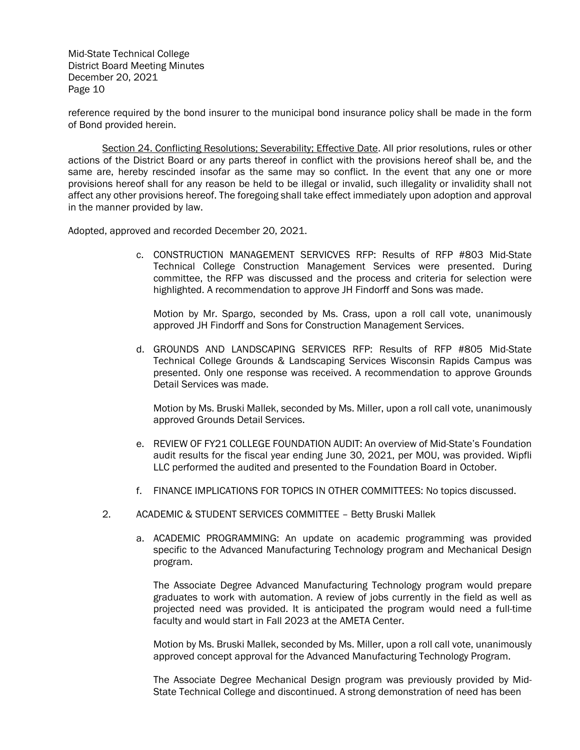reference required by the bond insurer to the municipal bond insurance policy shall be made in the form of Bond provided herein.

Section 24. Conflicting Resolutions; Severability; Effective Date. All prior resolutions, rules or other actions of the District Board or any parts thereof in conflict with the provisions hereof shall be, and the same are, hereby rescinded insofar as the same may so conflict. In the event that any one or more provisions hereof shall for any reason be held to be illegal or invalid, such illegality or invalidity shall not affect any other provisions hereof. The foregoing shall take effect immediately upon adoption and approval in the manner provided by law.

Adopted, approved and recorded December 20, 2021.

c. CONSTRUCTION MANAGEMENT SERVICVES RFP: Results of RFP #803 Mid-State Technical College Construction Management Services were presented. During committee, the RFP was discussed and the process and criteria for selection were highlighted. A recommendation to approve JH Findorff and Sons was made.

   Motion by Mr. Spargo, seconded by Ms. Crass, upon a roll call vote, unanimously approved JH Findorff and Sons for Construction Management Services.

d. GROUNDS AND LANDSCAPING SERVICES RFP: Results of RFP #805 Mid-State Technical College Grounds & Landscaping Services Wisconsin Rapids Campus was presented. Only one response was received. A recommendation to approve Grounds Detail Services was made.

   Motion by Ms. Bruski Mallek, seconded by Ms. Miller, upon a roll call vote, unanimously approved Grounds Detail Services.

e. REVIEW OF FY21 COLLEGE FOUNDATION AUDIT: An overview of Mid-State's Foundation audit results for the fiscal year ending June 30, 2021, per MOU, was provided. Wipfli LLC performed the audited and presented to the Foundation Board in October.

f. FINANCE IMPLICATIONS FOR TOPICS IN OTHER COMMITTEES: No topics discussed.

2. ACADEMIC & STUDENT SERVICES COMMITTEE – Betty Bruski Mallek

   a. ACADEMIC PROGRAMMING: An update on academic programming was provided specific to the Advanced Manufacturing Technology program and Mechanical Design program.

      The Associate Degree Advanced Manufacturing Technology program would prepare graduates to work with automation. A review of jobs currently in the field as well as projected need was provided. It is anticipated the program would need a full-time faculty and would start in Fall 2023 at the AMETA Center.

      Motion by Ms. Bruski Mallek, seconded by Ms. Miller, upon a roll call vote, unanimously approved concept approval for the Advanced Manufacturing Technology Program.

      The Associate Degree Mechanical Design program was previously provided by Mid-State Technical College and discontinued. A strong demonstration of need has been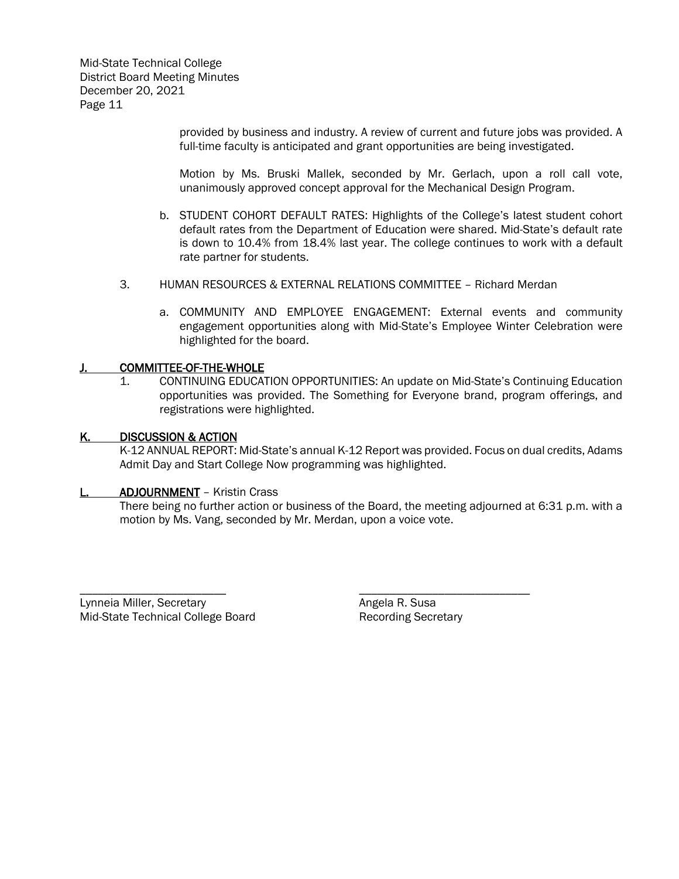provided by business and industry. A review of current and future jobs was provided. A full-time faculty is anticipated and grant opportunities are being investigated.

Motion by Ms. Bruski Mallek, seconded by Mr. Gerlach, upon a roll call vote, unanimously approved concept approval for the Mechanical Design Program.

b. STUDENT COHORT DEFAULT RATES: Highlights of the College's latest student cohort default rates from the Department of Education were shared. Mid-State's default rate is down to 10.4% from 18.4% last year. The college continues to work with a default rate partner for students.

3. HUMAN RESOURCES & EXTERNAL RELATIONS COMMITTEE – Richard Merdan

a. COMMUNITY AND EMPLOYEE ENGAGEMENT: External events and community engagement opportunities along with Mid-State's Employee Winter Celebration were highlighted for the board.

## J. COMMITTEE-OF-THE-WHOLE

1. CONTINUING EDUCATION OPPORTUNITIES: An update on Mid-State's Continuing Education opportunities was provided. The Something for Everyone brand, program offerings, and registrations were highlighted.

## K. DISCUSSION & ACTION

K-12 ANNUAL REPORT: Mid-State's annual K-12 Report was provided. Focus on dual credits, Adams Admit Day and Start College Now programming was highlighted.

## L. ADJOURNMENT – Kristin Crass

There being no further action or business of the Board, the meeting adjourned at 6:31 p.m. with a motion by Ms. Vang, seconded by Mr. Merdan, upon a voice vote.

\_\_\_\_\_\_\_\_\_\_\_\_\_\_\_\_\_\_\_\_\_\_\_\_
Lynneia Miller, Secretary
Mid-State Technical College Board

\_\_\_\_\_\_\_\_\_\_\_\_\_\_\_\_\_\_\_\_\_\_\_\_
Angela R. Susa
Recording Secretary